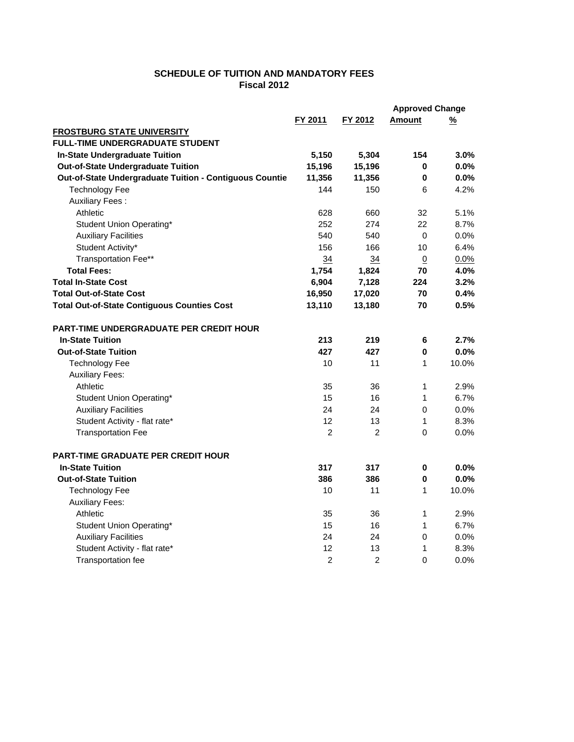**SCHEDULE OF TUITION AND MANDATORY FEES**
**Fiscal 2012**

| | FY 2011 | FY 2012 | Approved Change Amount | Approved Change % |
|---|---|---|---|---|
| **FROSTBURG STATE UNIVERSITY** | | | | |
| **FULL-TIME UNDERGRADUATE STUDENT** | | | | |
| **In-State Undergraduate Tuition** | **5,150** | **5,304** | **154** | **3.0%** |
| **Out-of-State Undergraduate Tuition** | **15,196** | **15,196** | **0** | **0.0%** |
| **Out-of-State Undergraduate Tuition - Contiguous Countie** | **11,356** | **11,356** | **0** | **0.0%** |
| Technology Fee | 144 | 150 | 6 | 4.2% |
| Auxiliary Fees : | | | | |
| Athletic | 628 | 660 | 32 | 5.1% |
| Student Union Operating* | 252 | 274 | 22 | 8.7% |
| Auxiliary Facilities | 540 | 540 | 0 | 0.0% |
| Student Activity* | 156 | 166 | 10 | 6.4% |
| Transportation Fee** | 34 | 34 | 0 | 0.0% |
| **Total Fees:** | **1,754** | **1,824** | **70** | **4.0%** |
| **Total In-State Cost** | **6,904** | **7,128** | **224** | **3.2%** |
| **Total Out-of-State Cost** | **16,950** | **17,020** | **70** | **0.4%** |
| **Total Out-of-State Contiguous Counties Cost** | **13,110** | **13,180** | **70** | **0.5%** |
| | | | | |
| **PART-TIME UNDERGRADUATE PER CREDIT HOUR** | | | | |
| **In-State Tuition** | **213** | **219** | **6** | **2.7%** |
| **Out-of-State Tuition** | **427** | **427** | **0** | **0.0%** |
| Technology Fee | 10 | 11 | 1 | 10.0% |
| Auxiliary Fees: | | | | |
| Athletic | 35 | 36 | 1 | 2.9% |
| Student Union Operating* | 15 | 16 | 1 | 6.7% |
| Auxiliary Facilities | 24 | 24 | 0 | 0.0% |
| Student Activity - flat rate* | 12 | 13 | 1 | 8.3% |
| Transportation Fee | 2 | 2 | 0 | 0.0% |
| | | | | |
| **PART-TIME GRADUATE PER CREDIT HOUR** | | | | |
| **In-State Tuition** | **317** | **317** | **0** | **0.0%** |
| **Out-of-State Tuition** | **386** | **386** | **0** | **0.0%** |
| Technology Fee | 10 | 11 | 1 | 10.0% |
| Auxiliary Fees: | | | | |
| Athletic | 35 | 36 | 1 | 2.9% |
| Student Union Operating* | 15 | 16 | 1 | 6.7% |
| Auxiliary Facilities | 24 | 24 | 0 | 0.0% |
| Student Activity - flat rate* | 12 | 13 | 1 | 8.3% |
| Transportation fee | 2 | 2 | 0 | 0.0% |